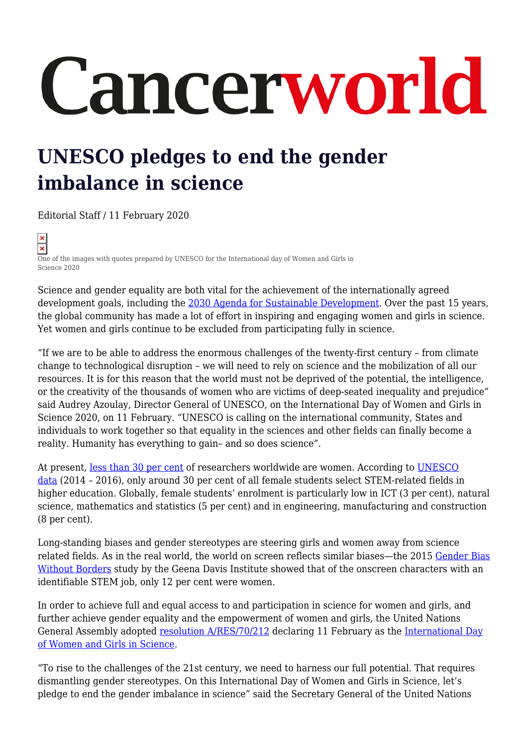# Cancerworld

## UNESCO pledges to end the gender imbalance in science

Editorial Staff / 11 February 2020

One of the images with quotes prepared by UNESCO for the International day of Women and Girls in Science 2020

Science and gender equality are both vital for the achievement of the internationally agreed development goals, including the 2030 Agenda for Sustainable Development. Over the past 15 years, the global community has made a lot of effort in inspiring and engaging women and girls in science. Yet women and girls continue to be excluded from participating fully in science.

"If we are to be able to address the enormous challenges of the twenty-first century – from climate change to technological disruption – we will need to rely on science and the mobilization of all our resources. It is for this reason that the world must not be deprived of the potential, the intelligence, or the creativity of the thousands of women who are victims of deep-seated inequality and prejudice" said Audrey Azoulay, Director General of UNESCO, on the International Day of Women and Girls in Science 2020, on 11 February. "UNESCO is calling on the international community, States and individuals to work together so that equality in the sciences and other fields can finally become a reality. Humanity has everything to gain– and so does science".

At present, less than 30 per cent of researchers worldwide are women. According to UNESCO data (2014 – 2016), only around 30 per cent of all female students select STEM-related fields in higher education. Globally, female students' enrolment is particularly low in ICT (3 per cent), natural science, mathematics and statistics (5 per cent) and in engineering, manufacturing and construction (8 per cent).

Long-standing biases and gender stereotypes are steering girls and women away from science related fields. As in the real world, the world on screen reflects similar biases—the 2015 Gender Bias Without Borders study by the Geena Davis Institute showed that of the onscreen characters with an identifiable STEM job, only 12 per cent were women.

In order to achieve full and equal access to and participation in science for women and girls, and further achieve gender equality and the empowerment of women and girls, the United Nations General Assembly adopted resolution A/RES/70/212 declaring 11 February as the International Day of Women and Girls in Science.

"To rise to the challenges of the 21st century, we need to harness our full potential. That requires dismantling gender stereotypes. On this International Day of Women and Girls in Science, let's pledge to end the gender imbalance in science" said the Secretary General of the United Nations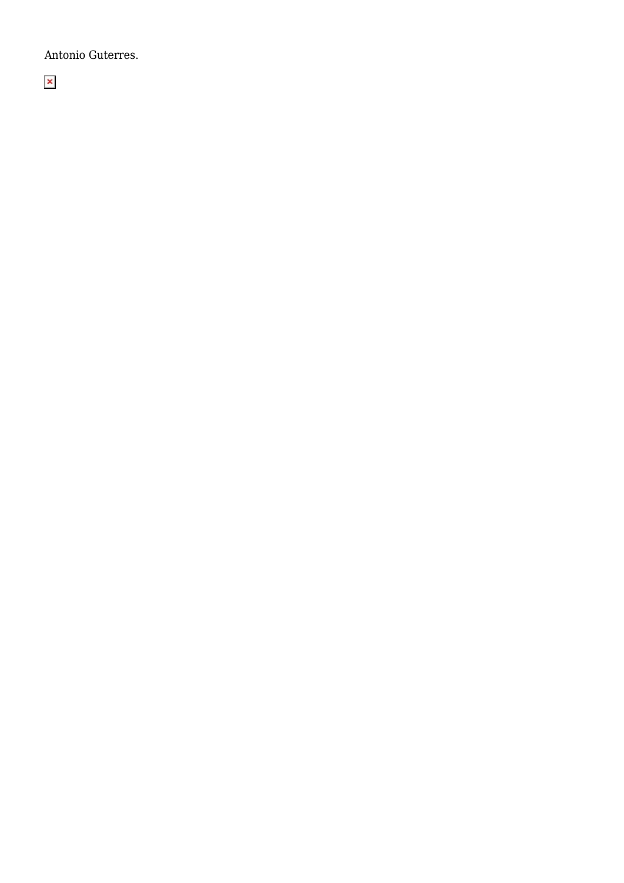Antonio Guterres.